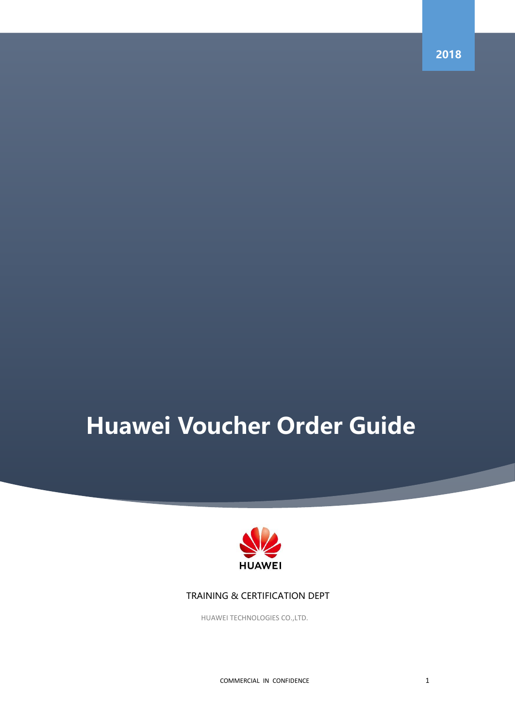2018

# Huawei Voucher Order Guide

HUAWEI

TRAINING & CERTIFICATION DEPT

HUAWEI TECHNOLOGIES CO.,LTD.

COMMERCIAL IN CONFIDENCE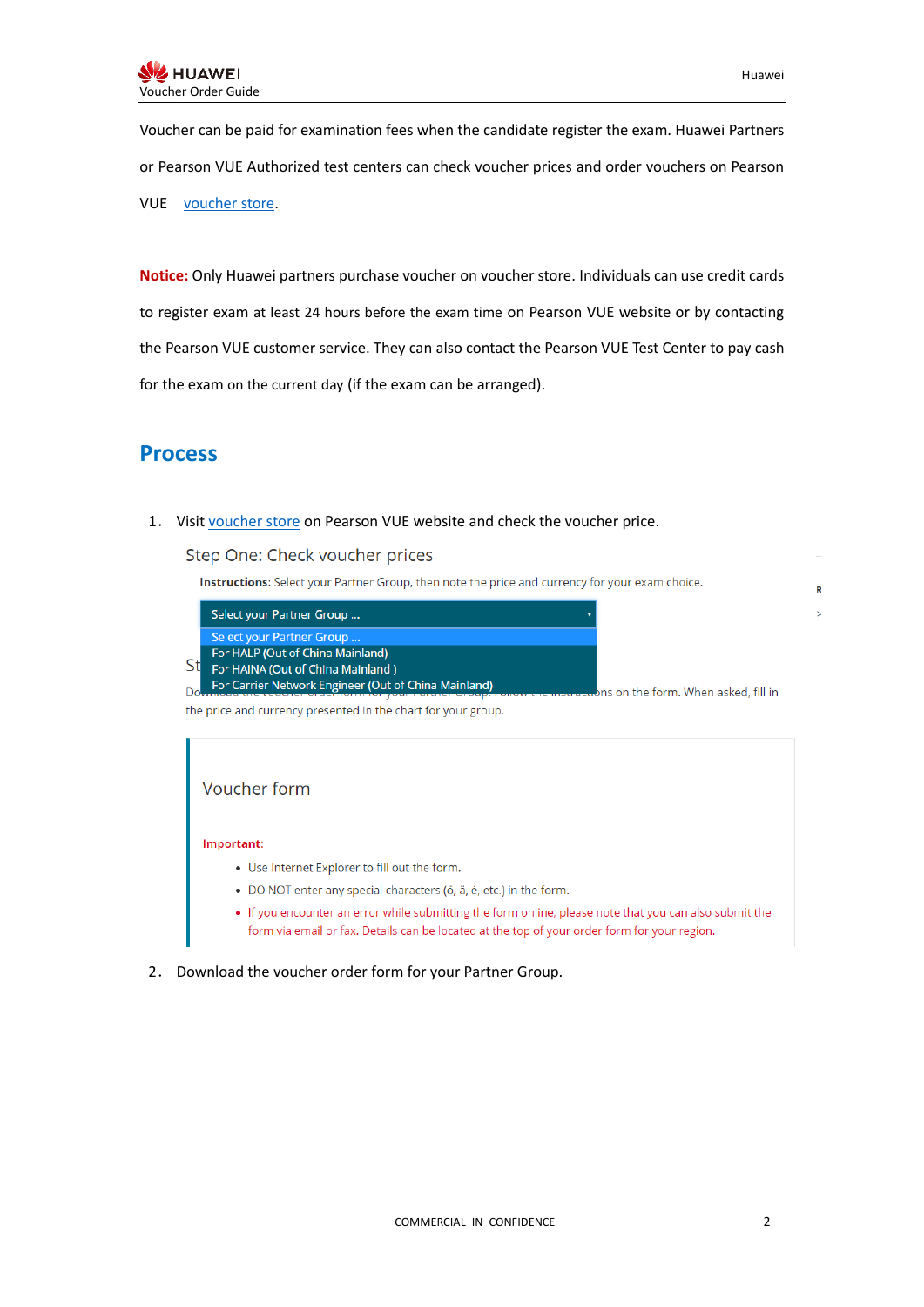Voucher can be paid for examination fees when the candidate register the exam. Huawei Partners or Pearson VUE Authorized test centers can check voucher prices and order vouchers on Pearson VUE voucher store.

**Notice:** Only Huawei partners purchase voucher on voucher store. Individuals can use credit cards to register exam at least 24 hours before the exam time on Pearson VUE website or by contacting the Pearson VUE customer service. They can also contact the Pearson VUE Test Center to pay cash for the exam on the current day (if the exam can be arranged).

## Process

1. Visit voucher store on Pearson VUE website and check the voucher price.

   Step One: Check voucher prices

   **Instructions**: Select your Partner Group, then note the price and currency for your exam choice.

   Select your Partner Group ...
   - Select your Partner Group ...
   - For HALP (Out of China Mainland)
   - For HAINA (Out of China Mainland )
   - For Carrier Network Engineer (Out of China Mainland)

   ...ns on the form. When asked, fill in the price and currency presented in the chart for your group.

   Voucher form

   **Important:**
   - Use Internet Explorer to fill out the form.
   - DO NOT enter any special characters (ö, ä, é, etc.) in the form.
   - If you encounter an error while submitting the form online, please note that you can also submit the form via email or fax. Details can be located at the top of your order form for your region.

2. Download the voucher order form for your Partner Group.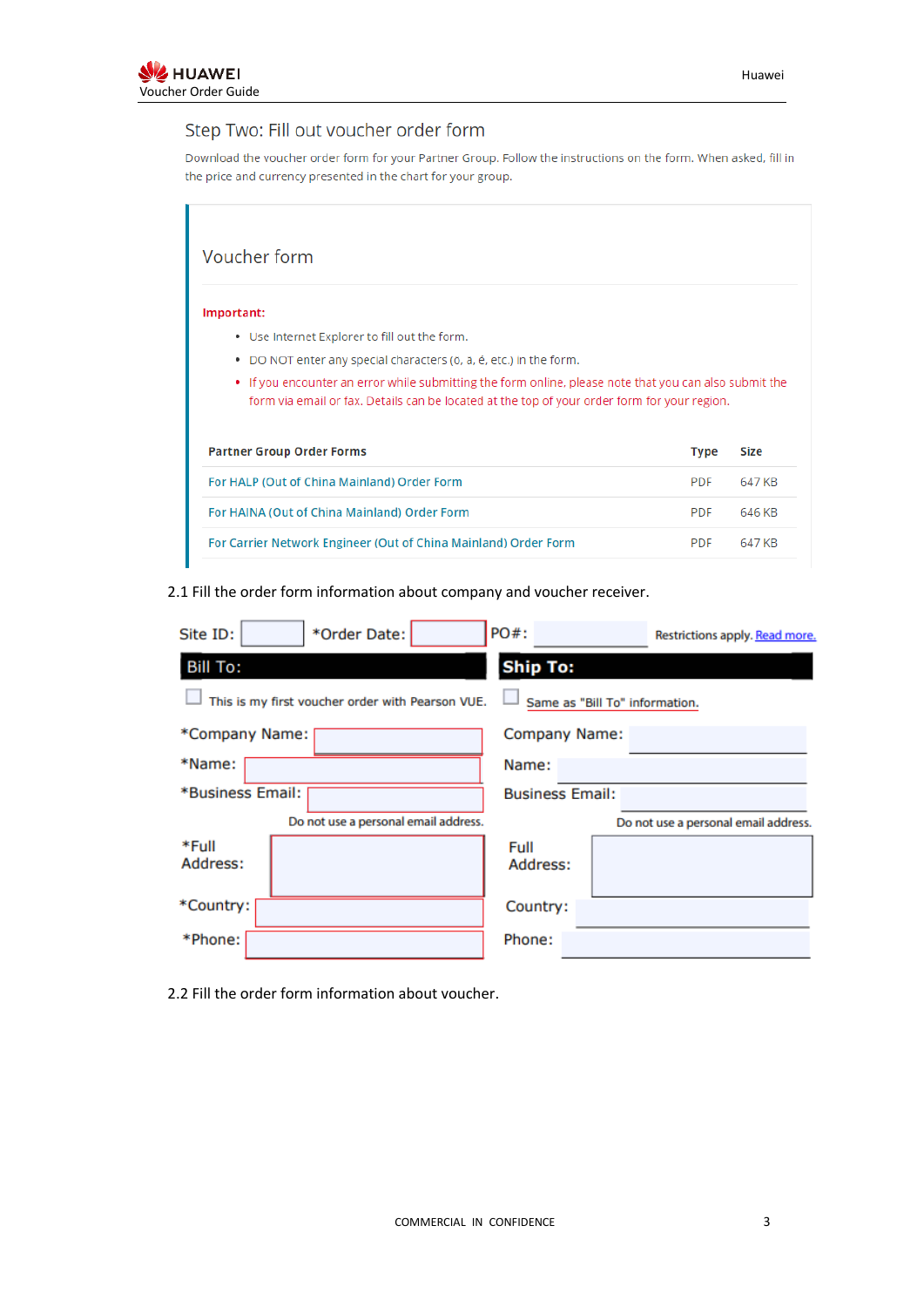## Step Two: Fill out voucher order form

Download the voucher order form for your Partner Group. Follow the instructions on the form. When asked, fill in the price and currency presented in the chart for your group.

### Voucher form

**Important:**

- Use Internet Explorer to fill out the form.
- DO NOT enter any special characters (o, a, é, etc.) in the form.
- If you encounter an error while submitting the form online, please note that you can also submit the form via email or fax. Details can be located at the top of your order form for your region.

| Partner Group Order Forms | Type | Size |
|---|---|---|
| For HALP (Out of China Mainland) Order Form | PDF | 647 KB |
| For HAINA (Out of China Mainland) Order Form | PDF | 646 KB |
| For Carrier Network Engineer (Out of China Mainland) Order Form | PDF | 647 KB |

2.1 Fill the order form information about company and voucher receiver.

Site ID: \*Order Date: PO#: Restrictions apply. Read more.

| Bill To: | Ship To: |
|---|---|
| ☐ This is my first voucher order with Pearson VUE. | ☐ Same as "Bill To" information. |
| \*Company Name: | Company Name: |
| \*Name: | Name: |
| \*Business Email: | Business Email: |
| Do not use a personal email address. | Do not use a personal email address. |
| \*Full Address: | Full Address: |
| \*Country: | Country: |
| \*Phone: | Phone: |

2.2 Fill the order form information about voucher.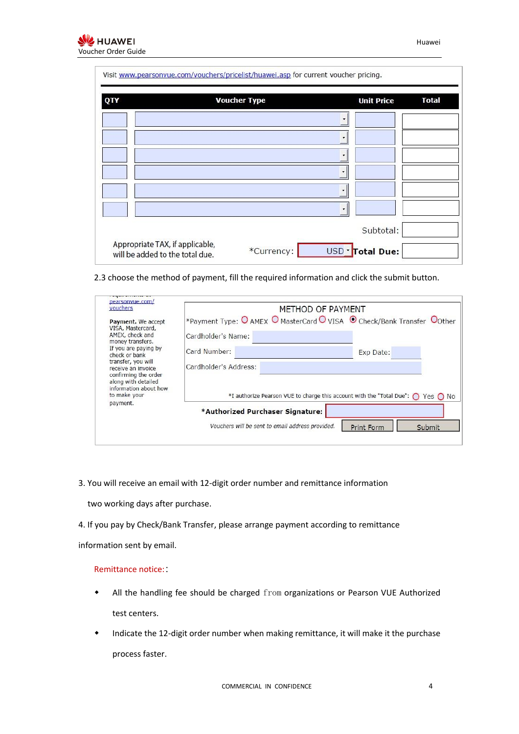Visit www.pearsonvue.com/vouchers/pricelist/huawei.asp for current voucher pricing.

| QTY | Voucher Type | Unit Price | Total |
|---|---|---|---|
| | | | |
| | | | |
| | | | |
| | | | |
| | | | |
| | | | |
| | | Subtotal: | |
| Appropriate TAX, if applicable, will be added to the total due. | *Currency: USD | Total Due: | |

2.3 choose the method of payment, fill the required information and click the submit button.

pearsonvue.com/vouchers

**Payment.** We accept VISA, Mastercard, AMEX, check and money transfers. If you are paying by check or bank transfer, you will receive an invoice confirming the order along with detailed information about how to make your payment.

METHOD OF PAYMENT

*Payment Type: AMEX MasterCard VISA Check/Bank Transfer Other

Cardholder's Name:

Card Number: Exp Date:

Cardholder's Address:

*I authorize Pearson VUE to charge this account with the "Total Due": Yes No

***Authorized Purchaser Signature:**

*Vouchers will be sent to email address provided.* Print Form Submit

3. You will receive an email with 12-digit order number and remittance information two working days after purchase.

4. If you pay by Check/Bank Transfer, please arrange payment according to remittance information sent by email.

Remittance notice::

- All the handling fee should be charged from organizations or Pearson VUE Authorized test centers.
- Indicate the 12-digit order number when making remittance, it will make it the purchase process faster.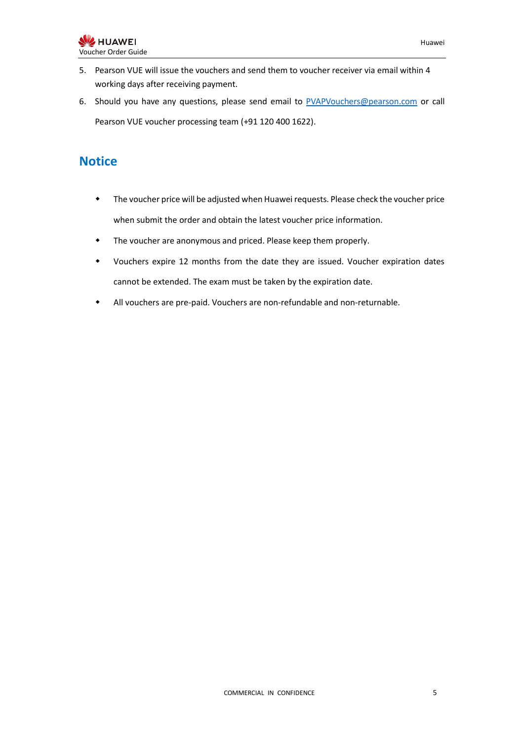5. Pearson VUE will issue the vouchers and send them to voucher receiver via email within 4 working days after receiving payment.
6. Should you have any questions, please send email to PVAPVouchers@pearson.com or call Pearson VUE voucher processing team (+91 120 400 1622).

## Notice

- The voucher price will be adjusted when Huawei requests. Please check the voucher price when submit the order and obtain the latest voucher price information.
- The voucher are anonymous and priced. Please keep them properly.
- Vouchers expire 12 months from the date they are issued. Voucher expiration dates cannot be extended. The exam must be taken by the expiration date.
- All vouchers are pre-paid. Vouchers are non-refundable and non-returnable.